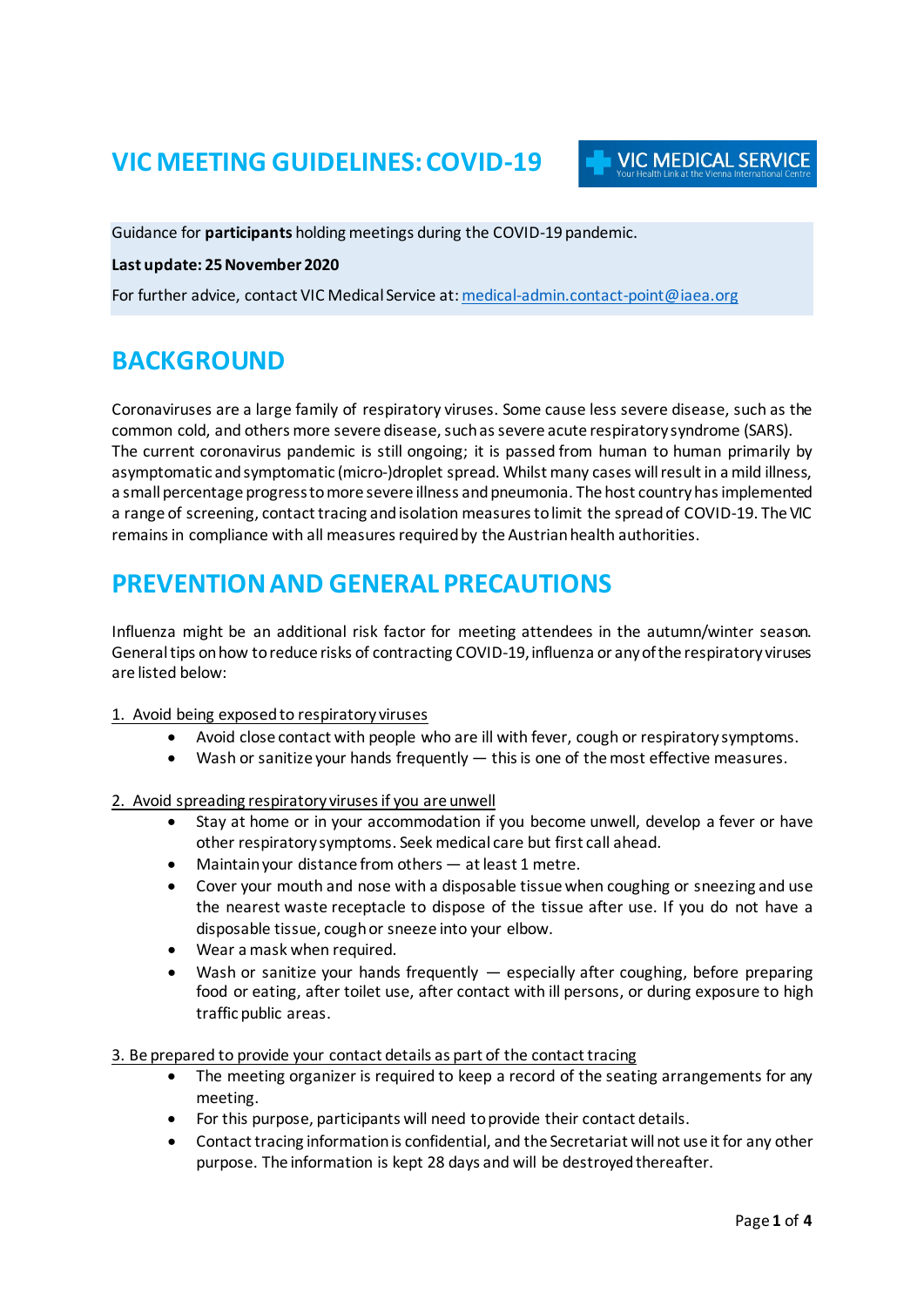# VIC MEETING GUIDELINES: COVID-19

VIC MEDICAL SERVICE
Your Health Link at the Vienna International Centre

Guidance for **participants** holding meetings during the COVID-19 pandemic.

**Last update: 25 November 2020**

For further advice, contact VIC Medical Service at: medical-admin.contact-point@iaea.org

## BACKGROUND

Coronaviruses are a large family of respiratory viruses. Some cause less severe disease, such as the common cold, and others more severe disease, such as severe acute respiratory syndrome (SARS). The current coronavirus pandemic is still ongoing; it is passed from human to human primarily by asymptomatic and symptomatic (micro-)droplet spread. Whilst many cases will result in a mild illness, a small percentage progress to more severe illness and pneumonia. The host country has implemented a range of screening, contact tracing and isolation measures to limit the spread of COVID-19. The VIC remains in compliance with all measures required by the Austrian health authorities.

## PREVENTION AND GENERAL PRECAUTIONS

Influenza might be an additional risk factor for meeting attendees in the autumn/winter season. General tips on how to reduce risks of contracting COVID-19, influenza or any of the respiratory viruses are listed below:

1. Avoid being exposed to respiratory viruses
    - Avoid close contact with people who are ill with fever, cough or respiratory symptoms.
    - Wash or sanitize your hands frequently — this is one of the most effective measures.

2. Avoid spreading respiratory viruses if you are unwell
    - Stay at home or in your accommodation if you become unwell, develop a fever or have other respiratory symptoms. Seek medical care but first call ahead.
    - Maintain your distance from others — at least 1 metre.
    - Cover your mouth and nose with a disposable tissue when coughing or sneezing and use the nearest waste receptacle to dispose of the tissue after use. If you do not have a disposable tissue, cough or sneeze into your elbow.
    - Wear a mask when required.
    - Wash or sanitize your hands frequently — especially after coughing, before preparing food or eating, after toilet use, after contact with ill persons, or during exposure to high traffic public areas.

3. Be prepared to provide your contact details as part of the contact tracing
    - The meeting organizer is required to keep a record of the seating arrangements for any meeting.
    - For this purpose, participants will need to provide their contact details.
    - Contact tracing information is confidential, and the Secretariat will not use it for any other purpose. The information is kept 28 days and will be destroyed thereafter.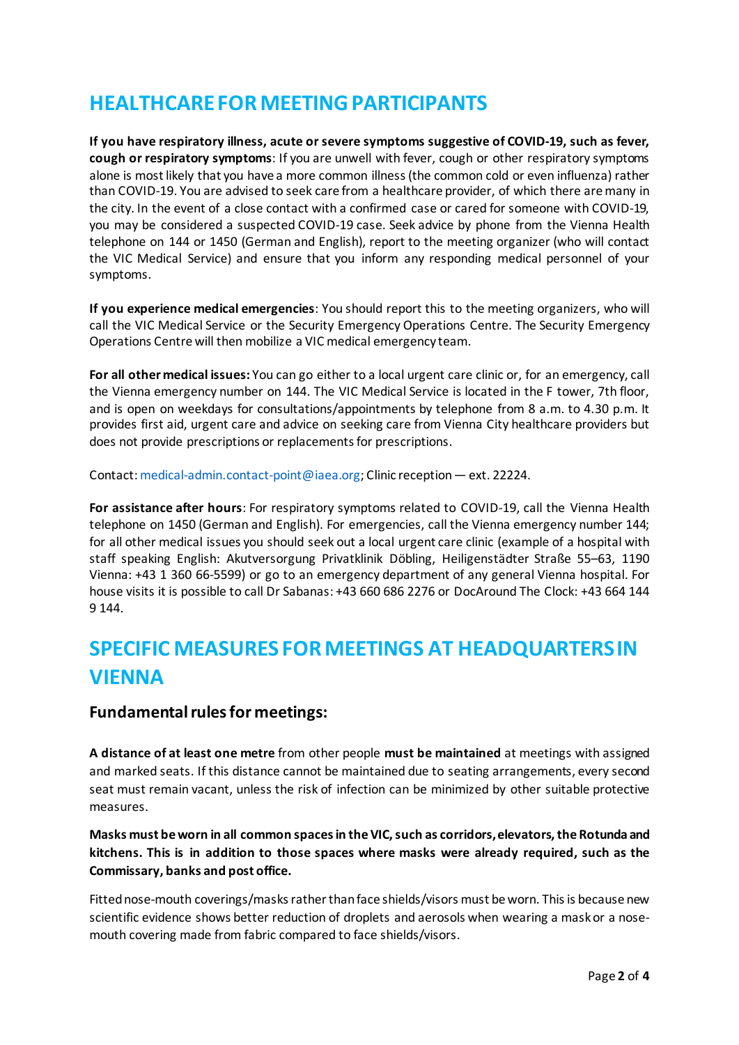## HEALTHCARE FOR MEETING PARTICIPANTS

**If you have respiratory illness, acute or severe symptoms suggestive of COVID-19, such as fever, cough or respiratory symptoms**: If you are unwell with fever, cough or other respiratory symptoms alone is most likely that you have a more common illness (the common cold or even influenza) rather than COVID-19. You are advised to seek care from a healthcare provider, of which there are many in the city. In the event of a close contact with a confirmed case or cared for someone with COVID-19, you may be considered a suspected COVID-19 case. Seek advice by phone from the Vienna Health telephone on 144 or 1450 (German and English), report to the meeting organizer (who will contact the VIC Medical Service) and ensure that you inform any responding medical personnel of your symptoms.

**If you experience medical emergencies**: You should report this to the meeting organizers, who will call the VIC Medical Service or the Security Emergency Operations Centre. The Security Emergency Operations Centre will then mobilize a VIC medical emergency team.

**For all other medical issues:** You can go either to a local urgent care clinic or, for an emergency, call the Vienna emergency number on 144. The VIC Medical Service is located in the F tower, 7th floor, and is open on weekdays for consultations/appointments by telephone from 8 a.m. to 4.30 p.m. It provides first aid, urgent care and advice on seeking care from Vienna City healthcare providers but does not provide prescriptions or replacements for prescriptions.

Contact: medical-admin.contact-point@iaea.org; Clinic reception — ext. 22224.

**For assistance after hours**: For respiratory symptoms related to COVID-19, call the Vienna Health telephone on 1450 (German and English). For emergencies, call the Vienna emergency number 144; for all other medical issues you should seek out a local urgent care clinic (example of a hospital with staff speaking English: Akutversorgung Privatklinik Döbling, Heiligenstädter Straße 55–63, 1190 Vienna: +43 1 360 66-5599) or go to an emergency department of any general Vienna hospital. For house visits it is possible to call Dr Sabanas: +43 660 686 2276 or DocAround The Clock: +43 664 144 9 144.

## SPECIFIC MEASURES FOR MEETINGS AT HEADQUARTERS IN VIENNA

### Fundamental rules for meetings:

**A distance of at least one metre** from other people **must be maintained** at meetings with assigned and marked seats. If this distance cannot be maintained due to seating arrangements, every second seat must remain vacant, unless the risk of infection can be minimized by other suitable protective measures.

**Masks must be worn in all common spaces in the VIC, such as corridors, elevators, the Rotunda and kitchens. This is in addition to those spaces where masks were already required, such as the Commissary, banks and post office.**

Fitted nose-mouth coverings/masks rather than face shields/visors must be worn. This is because new scientific evidence shows better reduction of droplets and aerosols when wearing a mask or a nose-mouth covering made from fabric compared to face shields/visors.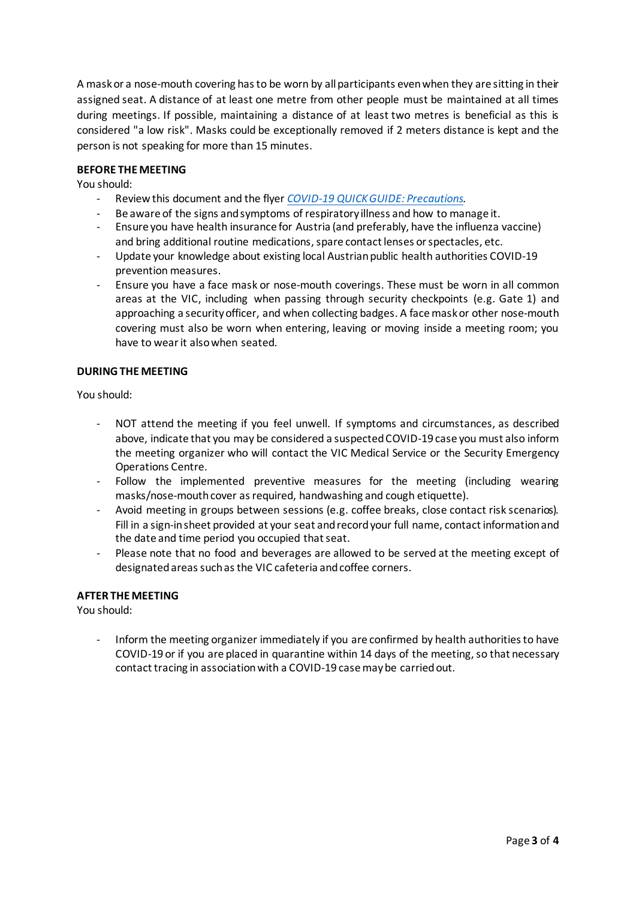A mask or a nose-mouth covering has to be worn by all participants even when they are sitting in their assigned seat. A distance of at least one metre from other people must be maintained at all times during meetings. If possible, maintaining a distance of at least two metres is beneficial as this is considered "a low risk". Masks could be exceptionally removed if 2 meters distance is kept and the person is not speaking for more than 15 minutes.

**BEFORE THE MEETING**

You should:

- Review this document and the flyer *COVID-19 QUICK GUIDE: Precautions*.
- Be aware of the signs and symptoms of respiratory illness and how to manage it.
- Ensure you have health insurance for Austria (and preferably, have the influenza vaccine) and bring additional routine medications, spare contact lenses or spectacles, etc.
- Update your knowledge about existing local Austrian public health authorities COVID-19 prevention measures.
- Ensure you have a face mask or nose-mouth coverings. These must be worn in all common areas at the VIC, including when passing through security checkpoints (e.g. Gate 1) and approaching a security officer, and when collecting badges. A face mask or other nose-mouth covering must also be worn when entering, leaving or moving inside a meeting room; you have to wear it also when seated.

**DURING THE MEETING**

You should:

- NOT attend the meeting if you feel unwell. If symptoms and circumstances, as described above, indicate that you may be considered a suspected COVID-19 case you must also inform the meeting organizer who will contact the VIC Medical Service or the Security Emergency Operations Centre.
- Follow the implemented preventive measures for the meeting (including wearing masks/nose-mouth cover as required, handwashing and cough etiquette).
- Avoid meeting in groups between sessions (e.g. coffee breaks, close contact risk scenarios). Fill in a sign-in sheet provided at your seat and record your full name, contact information and the date and time period you occupied that seat.
- Please note that no food and beverages are allowed to be served at the meeting except of designated areas such as the VIC cafeteria and coffee corners.

**AFTER THE MEETING**

You should:

- Inform the meeting organizer immediately if you are confirmed by health authorities to have COVID-19 or if you are placed in quarantine within 14 days of the meeting, so that necessary contact tracing in association with a COVID-19 case may be carried out.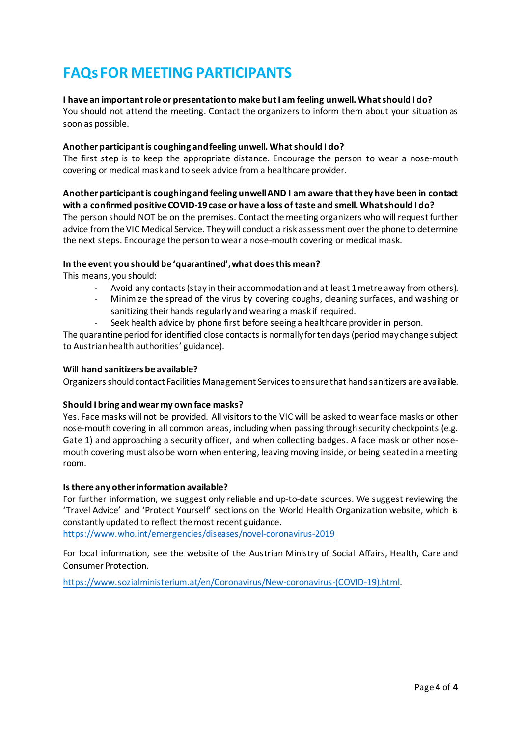# FAQs FOR MEETING PARTICIPANTS

**I have an important role or presentation to make but I am feeling unwell. What should I do?**
You should not attend the meeting. Contact the organizers to inform them about your situation as soon as possible.

**Another participant is coughing and feeling unwell. What should I do?**
The first step is to keep the appropriate distance. Encourage the person to wear a nose-mouth covering or medical mask and to seek advice from a healthcare provider.

**Another participant is coughing and feeling unwell AND I am aware that they have been in contact with a confirmed positive COVID-19 case or have a loss of taste and smell. What should I do?**
The person should NOT be on the premises. Contact the meeting organizers who will request further advice from the VIC Medical Service. They will conduct a risk assessment over the phone to determine the next steps. Encourage the person to wear a nose-mouth covering or medical mask.

**In the event you should be 'quarantined', what does this mean?**
This means, you should:

- Avoid any contacts (stay in their accommodation and at least 1 metre away from others).
- Minimize the spread of the virus by covering coughs, cleaning surfaces, and washing or sanitizing their hands regularly and wearing a mask if required.
- Seek health advice by phone first before seeing a healthcare provider in person.

The quarantine period for identified close contacts is normally for ten days (period may change subject to Austrian health authorities' guidance).

**Will hand sanitizers be available?**
Organizers should contact Facilities Management Services to ensure that hand sanitizers are available.

**Should I bring and wear my own face masks?**
Yes. Face masks will not be provided. All visitors to the VIC will be asked to wear face masks or other nose-mouth covering in all common areas, including when passing through security checkpoints (e.g. Gate 1) and approaching a security officer, and when collecting badges. A face mask or other nose-mouth covering must also be worn when entering, leaving moving inside, or being seated in a meeting room.

**Is there any other information available?**
For further information, we suggest only reliable and up-to-date sources. We suggest reviewing the 'Travel Advice' and 'Protect Yourself' sections on the World Health Organization website, which is constantly updated to reflect the most recent guidance.
https://www.who.int/emergencies/diseases/novel-coronavirus-2019

For local information, see the website of the Austrian Ministry of Social Affairs, Health, Care and Consumer Protection.

https://www.sozialministerium.at/en/Coronavirus/New-coronavirus-(COVID-19).html.